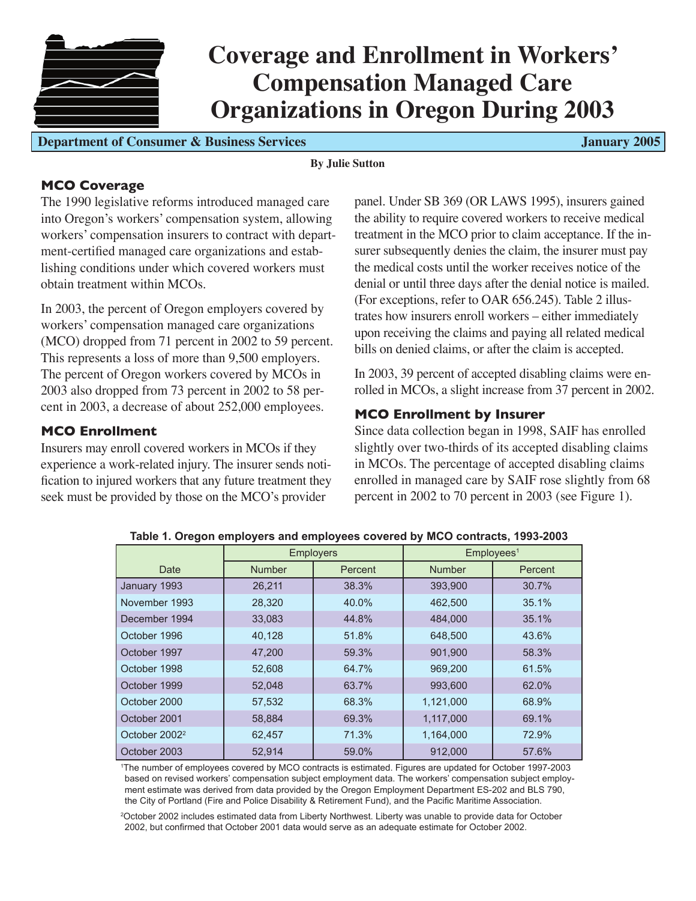# Coverage and Enrollment in Workers' Compensation Managed Care Organizations in Oregon During 2003

**Department of Consumer & Business Services** **January 2005**

**By Julie Sutton**

## MCO Coverage

The 1990 legislative reforms introduced managed care into Oregon's workers' compensation system, allowing workers' compensation insurers to contract with department-certified managed care organizations and establishing conditions under which covered workers must obtain treatment within MCOs.

In 2003, the percent of Oregon employers covered by workers' compensation managed care organizations (MCO) dropped from 71 percent in 2002 to 59 percent. This represents a loss of more than 9,500 employers. The percent of Oregon workers covered by MCOs in 2003 also dropped from 73 percent in 2002 to 58 percent in 2003, a decrease of about 252,000 employees.

## MCO Enrollment

Insurers may enroll covered workers in MCOs if they experience a work-related injury. The insurer sends notification to injured workers that any future treatment they seek must be provided by those on the MCO's provider panel. Under SB 369 (OR LAWS 1995), insurers gained the ability to require covered workers to receive medical treatment in the MCO prior to claim acceptance. If the insurer subsequently denies the claim, the insurer must pay the medical costs until the worker receives notice of the denial or until three days after the denial notice is mailed. (For exceptions, refer to OAR 656.245). Table 2 illustrates how insurers enroll workers – either immediately upon receiving the claims and paying all related medical bills on denied claims, or after the claim is accepted.

In 2003, 39 percent of accepted disabling claims were enrolled in MCOs, a slight increase from 37 percent in 2002.

## MCO Enrollment by Insurer

Since data collection began in 1998, SAIF has enrolled slightly over two-thirds of its accepted disabling claims in MCOs. The percentage of accepted disabling claims enrolled in managed care by SAIF rose slightly from 68 percent in 2002 to 70 percent in 2003 (see Figure 1).

**Table 1. Oregon employers and employees covered by MCO contracts, 1993-2003**

| | Employers | | Employees[1] | |
|---|---|---|---|---|
| Date | Number | Percent | Number | Percent |
| January 1993 | 26,211 | 38.3% | 393,900 | 30.7% |
| November 1993 | 28,320 | 40.0% | 462,500 | 35.1% |
| December 1994 | 33,083 | 44.8% | 484,000 | 35.1% |
| October 1996 | 40,128 | 51.8% | 648,500 | 43.6% |
| October 1997 | 47,200 | 59.3% | 901,900 | 58.3% |
| October 1998 | 52,608 | 64.7% | 969,200 | 61.5% |
| October 1999 | 52,048 | 63.7% | 993,600 | 62.0% |
| October 2000 | 57,532 | 68.3% | 1,121,000 | 68.9% |
| October 2001 | 58,884 | 69.3% | 1,117,000 | 69.1% |
| October 2002[2] | 62,457 | 71.3% | 1,164,000 | 72.9% |
| October 2003 | 52,914 | 59.0% | 912,000 | 57.6% |

[1]The number of employees covered by MCO contracts is estimated. Figures are updated for October 1997-2003 based on revised workers' compensation subject employment data. The workers' compensation subject employment estimate was derived from data provided by the Oregon Employment Department ES-202 and BLS 790, the City of Portland (Fire and Police Disability & Retirement Fund), and the Pacific Maritime Association.

[2]October 2002 includes estimated data from Liberty Northwest. Liberty was unable to provide data for October 2002, but confirmed that October 2001 data would serve as an adequate estimate for October 2002.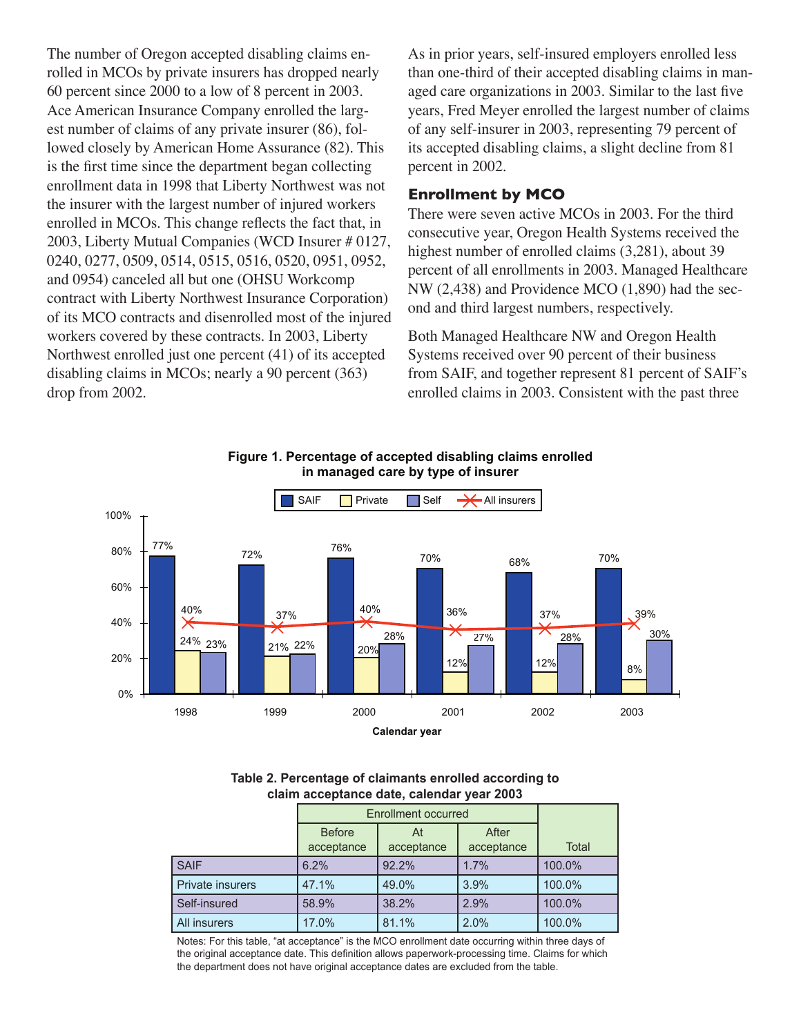The number of Oregon accepted disabling claims enrolled in MCOs by private insurers has dropped nearly 60 percent since 2000 to a low of 8 percent in 2003. Ace American Insurance Company enrolled the largest number of claims of any private insurer (86), followed closely by American Home Assurance (82). This is the first time since the department began collecting enrollment data in 1998 that Liberty Northwest was not the insurer with the largest number of injured workers enrolled in MCOs. This change reflects the fact that, in 2003, Liberty Mutual Companies (WCD Insurer # 0127, 0240, 0277, 0509, 0514, 0515, 0516, 0520, 0951, 0952, and 0954) canceled all but one (OHSU Workcomp contract with Liberty Northwest Insurance Corporation) of its MCO contracts and disenrolled most of the injured workers covered by these contracts. In 2003, Liberty Northwest enrolled just one percent (41) of its accepted disabling claims in MCOs; nearly a 90 percent (363) drop from 2002.

As in prior years, self-insured employers enrolled less than one-third of their accepted disabling claims in managed care organizations in 2003. Similar to the last five years, Fred Meyer enrolled the largest number of claims of any self-insurer in 2003, representing 79 percent of its accepted disabling claims, a slight decline from 81 percent in 2002.

## Enrollment by MCO

There were seven active MCOs in 2003. For the third consecutive year, Oregon Health Systems received the highest number of enrolled claims (3,281), about 39 percent of all enrollments in 2003. Managed Healthcare NW (2,438) and Providence MCO (1,890) had the second and third largest numbers, respectively.

Both Managed Healthcare NW and Oregon Health Systems received over 90 percent of their business from SAIF, and together represent 81 percent of SAIF's enrolled claims in 2003. Consistent with the past three

**Figure 1. Percentage of accepted disabling claims enrolled in managed care by type of insurer**

| Calendar year | SAIF | Private | Self | All insurers |
|---|---|---|---|---|
| 1998 | 77% | 24% | 23% | 40% |
| 1999 | 72% | 21% | 22% | 37% |
| 2000 | 76% | 20% | 28% | 40% |
| 2001 | 70% | 12% | 27% | 36% |
| 2002 | 68% | 12% | 28% | 37% |
| 2003 | 70% | 8% | 30% | 39% |

**Table 2. Percentage of claimants enrolled according to claim acceptance date, calendar year 2003**

| | Enrollment occurred | | | |
|---|---|---|---|---|
| | Before acceptance | At acceptance | After acceptance | Total |
| SAIF | 6.2% | 92.2% | 1.7% | 100.0% |
| Private insurers | 47.1% | 49.0% | 3.9% | 100.0% |
| Self-insured | 58.9% | 38.2% | 2.9% | 100.0% |
| All insurers | 17.0% | 81.1% | 2.0% | 100.0% |

Notes: For this table, "at acceptance" is the MCO enrollment date occurring within three days of the original acceptance date. This definition allows paperwork-processing time. Claims for which the department does not have original acceptance dates are excluded from the table.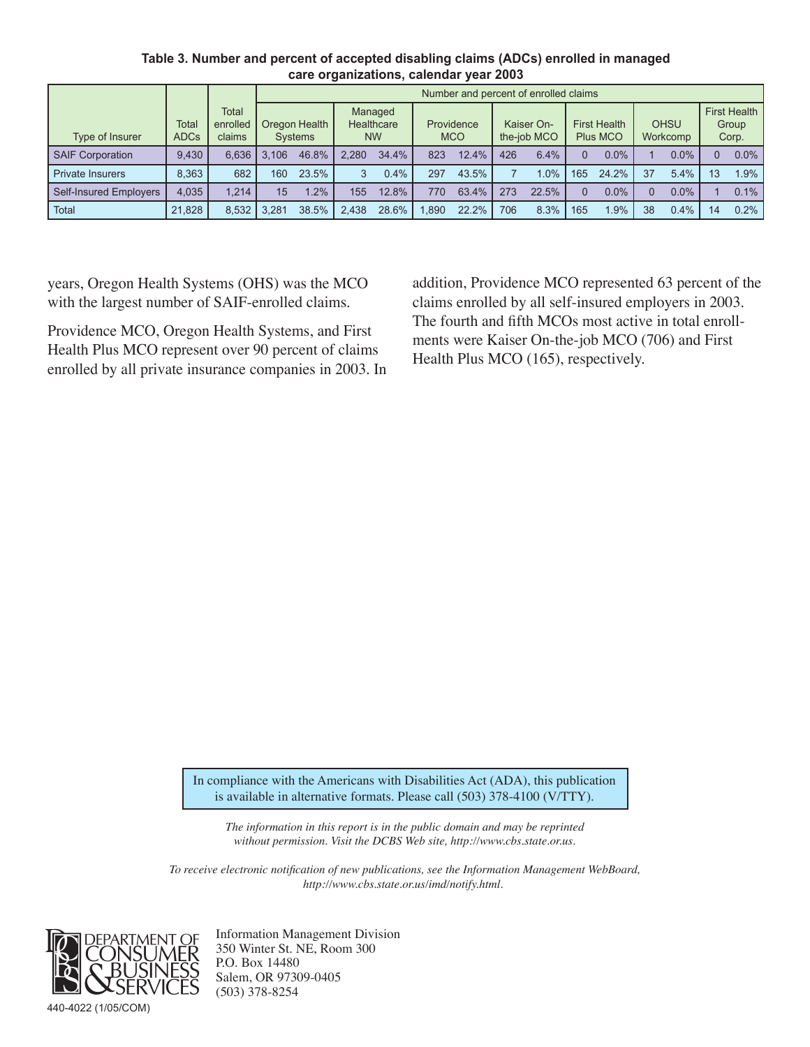**Table 3. Number and percent of accepted disabling claims (ADCs) enrolled in managed care organizations, calendar year 2003**

| Type of Insurer | Total ADCs | Total enrolled claims | Number and percent of enrolled claims | | | | | | | | | | | | | |
|---|---|---|---|---|---|---|---|---|---|---|---|---|---|---|---|---|
| | | | Oregon Health Systems | | Managed Healthcare NW | | Providence MCO | | Kaiser On-the-job MCO | | First Health Plus MCO | | OHSU Workcomp | | First Health Group Corp. | |
| SAIF Corporation | 9,430 | 6,636 | 3,106 | 46.8% | 2,280 | 34.4% | 823 | 12.4% | 426 | 6.4% | 0 | 0.0% | 1 | 0.0% | 0 | 0.0% |
| Private Insurers | 8,363 | 682 | 160 | 23.5% | 3 | 0.4% | 297 | 43.5% | 7 | 1.0% | 165 | 24.2% | 37 | 5.4% | 13 | 1.9% |
| Self-Insured Employers | 4,035 | 1,214 | 15 | 1.2% | 155 | 12.8% | 770 | 63.4% | 273 | 22.5% | 0 | 0.0% | 0 | 0.0% | 1 | 0.1% |
| Total | 21,828 | 8,532 | 3,281 | 38.5% | 2,438 | 28.6% | 1,890 | 22.2% | 706 | 8.3% | 165 | 1.9% | 38 | 0.4% | 14 | 0.2% |

years, Oregon Health Systems (OHS) was the MCO with the largest number of SAIF-enrolled claims.

Providence MCO, Oregon Health Systems, and First Health Plus MCO represent over 90 percent of claims enrolled by all private insurance companies in 2003. In addition, Providence MCO represented 63 percent of the claims enrolled by all self-insured employers in 2003. The fourth and fifth MCOs most active in total enrollments were Kaiser On-the-job MCO (706) and First Health Plus MCO (165), respectively.

In compliance with the Americans with Disabilities Act (ADA), this publication is available in alternative formats. Please call (503) 378-4100 (V/TTY).

*The information in this report is in the public domain and may be reprinted without permission. Visit the DCBS Web site, http://www.cbs.state.or.us.*

*To receive electronic notification of new publications, see the Information Management WebBoard, http://www.cbs.state.or.us/imd/notify.html.*

DEPARTMENT OF CONSUMER & BUSINESS SERVICES

Information Management Division
350 Winter St. NE, Room 300
P.O. Box 14480
Salem, OR 97309-0405
(503) 378-8254

440-4022 (1/05/COM)